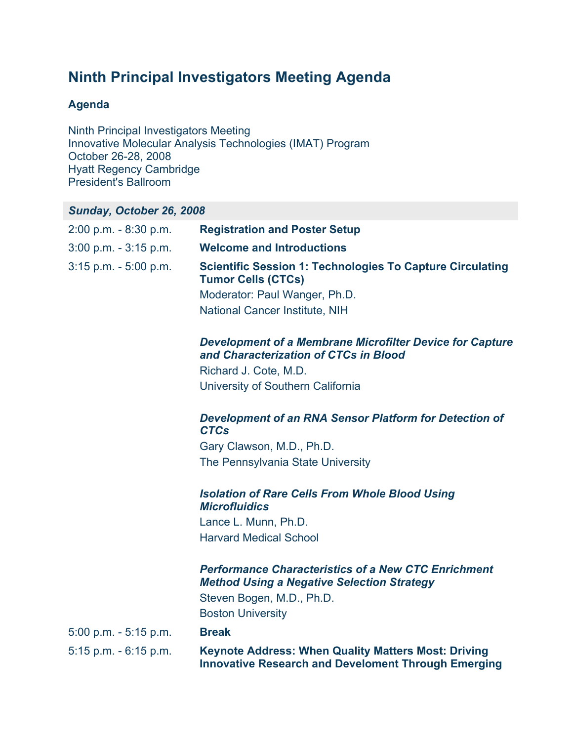# Ninth Principal Investigators Meeting Agenda

### Agenda

Ninth Principal Investigators Meeting
Innovative Molecular Analysis Technologies (IMAT) Program
October 26-28, 2008
Hyatt Regency Cambridge
President's Ballroom

| ***Sunday, October 26, 2008*** | |
|---|---|
| 2:00 p.m. - 8:30 p.m. | **Registration and Poster Setup** |
| 3:00 p.m. - 3:15 p.m. | **Welcome and Introductions** |
| 3:15 p.m. - 5:00 p.m. | **Scientific Session 1: Technologies To Capture Circulating Tumor Cells (CTCs)**<br>Moderator: Paul Wanger, Ph.D.<br>National Cancer Institute, NIH<br><br>***Development of a Membrane Microfilter Device for Capture and Characterization of CTCs in Blood***<br>Richard J. Cote, M.D.<br>University of Southern California<br><br>***Development of an RNA Sensor Platform for Detection of CTCs***<br>Gary Clawson, M.D., Ph.D.<br>The Pennsylvania State University<br><br>***Isolation of Rare Cells From Whole Blood Using Microfluidics***<br>Lance L. Munn, Ph.D.<br>Harvard Medical School<br><br>***Performance Characteristics of a New CTC Enrichment Method Using a Negative Selection Strategy***<br>Steven Bogen, M.D., Ph.D.<br>Boston University |
| 5:00 p.m. - 5:15 p.m. | **Break** |
| 5:15 p.m. - 6:15 p.m. | **Keynote Address: When Quality Matters Most: Driving Innovative Research and Develoment Through Emerging** |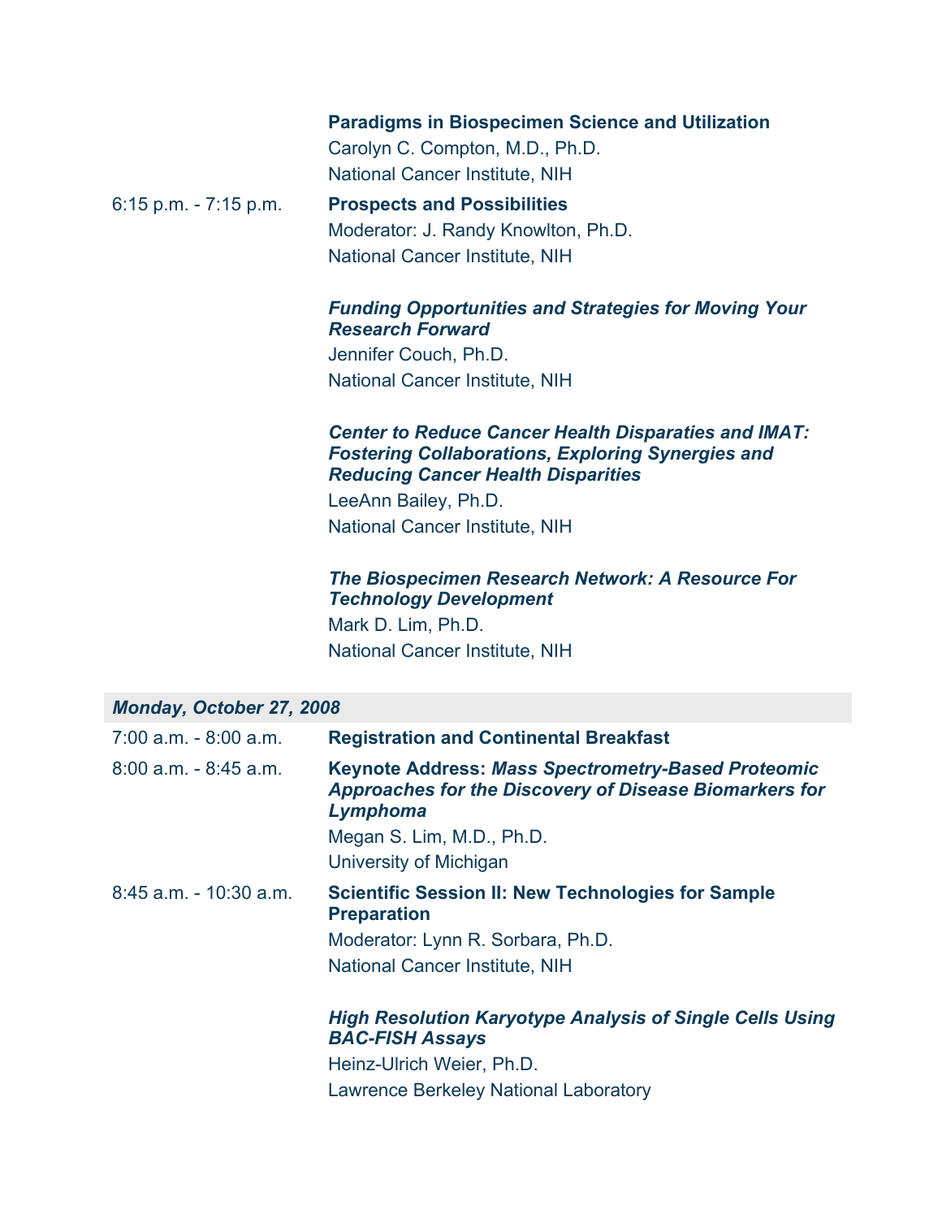**Paradigms in Biospecimen Science and Utilization**
Carolyn C. Compton, M.D., Ph.D.
National Cancer Institute, NIH

6:15 p.m. - 7:15 p.m. **Prospects and Possibilities**
Moderator: J. Randy Knowlton, Ph.D.
National Cancer Institute, NIH

***Funding Opportunities and Strategies for Moving Your Research Forward***
Jennifer Couch, Ph.D.
National Cancer Institute, NIH

***Center to Reduce Cancer Health Disparaties and IMAT: Fostering Collaborations, Exploring Synergies and Reducing Cancer Health Disparities***
LeeAnn Bailey, Ph.D.
National Cancer Institute, NIH

***The Biospecimen Research Network: A Resource For Technology Development***
Mark D. Lim, Ph.D.
National Cancer Institute, NIH

## *Monday, October 27, 2008*

7:00 a.m. - 8:00 a.m. **Registration and Continental Breakfast**

8:00 a.m. - 8:45 a.m. **Keynote Address: *Mass Spectrometry-Based Proteomic Approaches for the Discovery of Disease Biomarkers for Lymphoma***
Megan S. Lim, M.D., Ph.D.
University of Michigan

8:45 a.m. - 10:30 a.m. **Scientific Session II: New Technologies for Sample Preparation**
Moderator: Lynn R. Sorbara, Ph.D.
National Cancer Institute, NIH

***High Resolution Karyotype Analysis of Single Cells Using BAC-FISH Assays***
Heinz-Ulrich Weier, Ph.D.
Lawrence Berkeley National Laboratory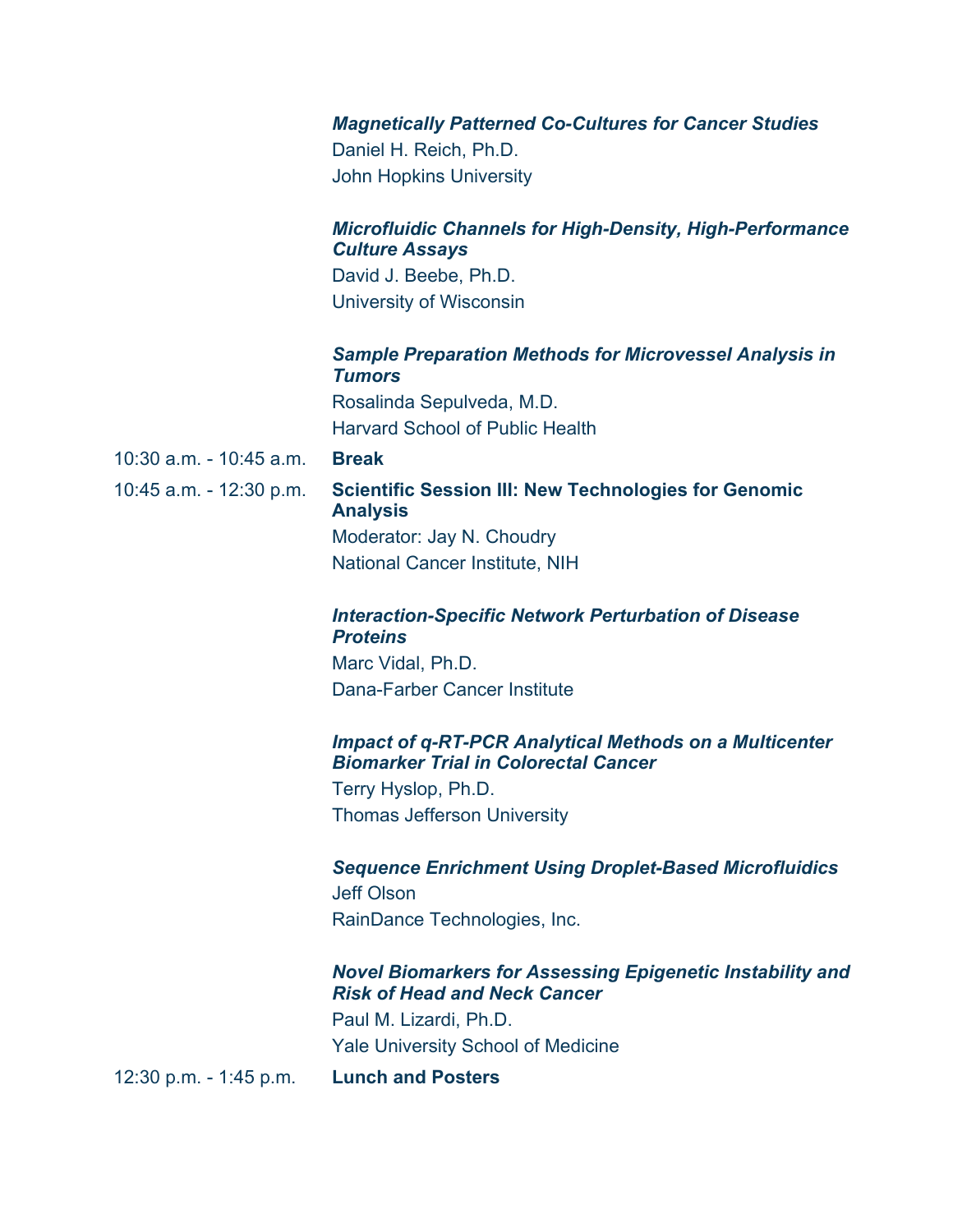***Magnetically Patterned Co-Cultures for Cancer Studies***
Daniel H. Reich, Ph.D.
John Hopkins University

***Microfluidic Channels for High-Density, High-Performance Culture Assays***
David J. Beebe, Ph.D.
University of Wisconsin

***Sample Preparation Methods for Microvessel Analysis in Tumors***
Rosalinda Sepulveda, M.D.
Harvard School of Public Health

10:30 a.m. - 10:45 a.m. **Break**

10:45 a.m. - 12:30 p.m. **Scientific Session III: New Technologies for Genomic Analysis**
Moderator: Jay N. Choudry
National Cancer Institute, NIH

***Interaction-Specific Network Perturbation of Disease Proteins***
Marc Vidal, Ph.D.
Dana-Farber Cancer Institute

***Impact of q-RT-PCR Analytical Methods on a Multicenter Biomarker Trial in Colorectal Cancer***
Terry Hyslop, Ph.D.
Thomas Jefferson University

***Sequence Enrichment Using Droplet-Based Microfluidics***
Jeff Olson
RainDance Technologies, Inc.

***Novel Biomarkers for Assessing Epigenetic Instability and Risk of Head and Neck Cancer***
Paul M. Lizardi, Ph.D.
Yale University School of Medicine

12:30 p.m. - 1:45 p.m. **Lunch and Posters**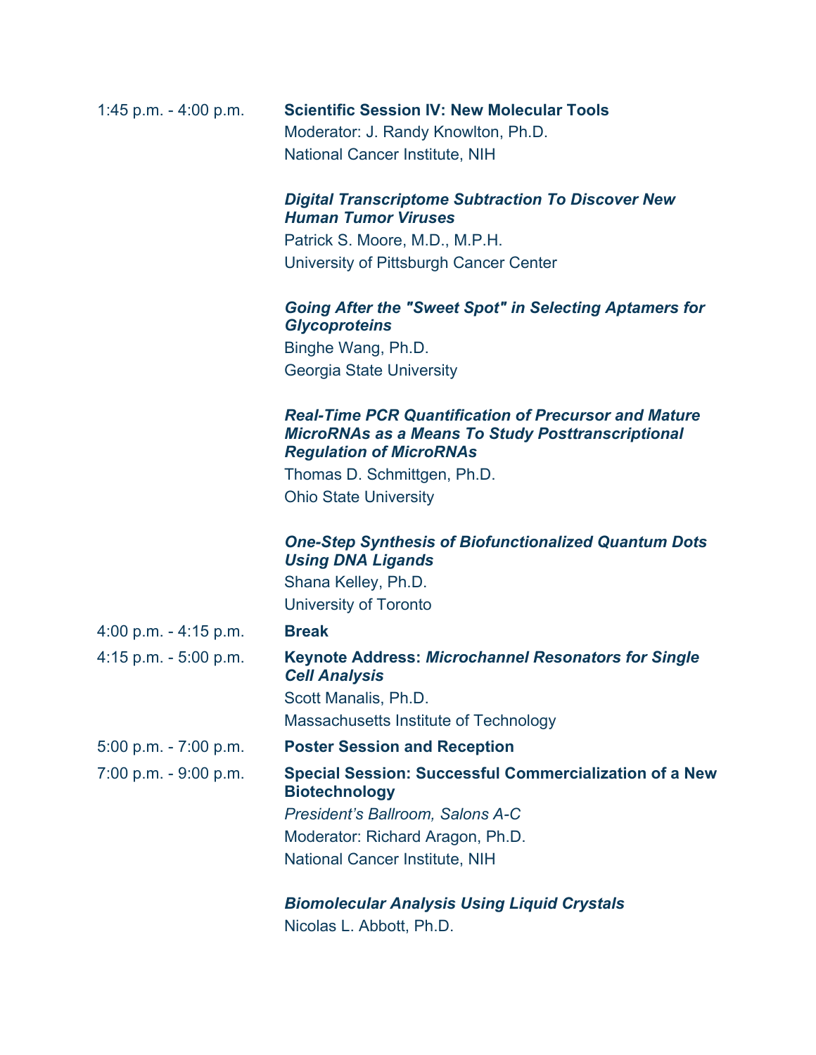1:45 p.m. - 4:00 p.m. **Scientific Session IV: New Molecular Tools**
Moderator: J. Randy Knowlton, Ph.D.
National Cancer Institute, NIH

***Digital Transcriptome Subtraction To Discover New Human Tumor Viruses***
Patrick S. Moore, M.D., M.P.H.
University of Pittsburgh Cancer Center

***Going After the "Sweet Spot" in Selecting Aptamers for Glycoproteins***
Binghe Wang, Ph.D.
Georgia State University

***Real-Time PCR Quantification of Precursor and Mature MicroRNAs as a Means To Study Posttranscriptional Regulation of MicroRNAs***
Thomas D. Schmittgen, Ph.D.
Ohio State University

***One-Step Synthesis of Biofunctionalized Quantum Dots Using DNA Ligands***
Shana Kelley, Ph.D.
University of Toronto

4:00 p.m. - 4:15 p.m. **Break**

4:15 p.m. - 5:00 p.m. **Keynote Address:** ***Microchannel Resonators for Single Cell Analysis***
Scott Manalis, Ph.D.
Massachusetts Institute of Technology

5:00 p.m. - 7:00 p.m. **Poster Session and Reception**

7:00 p.m. - 9:00 p.m. **Special Session: Successful Commercialization of a New Biotechnology**
*President's Ballroom, Salons A-C*
Moderator: Richard Aragon, Ph.D.
National Cancer Institute, NIH

***Biomolecular Analysis Using Liquid Crystals***
Nicolas L. Abbott, Ph.D.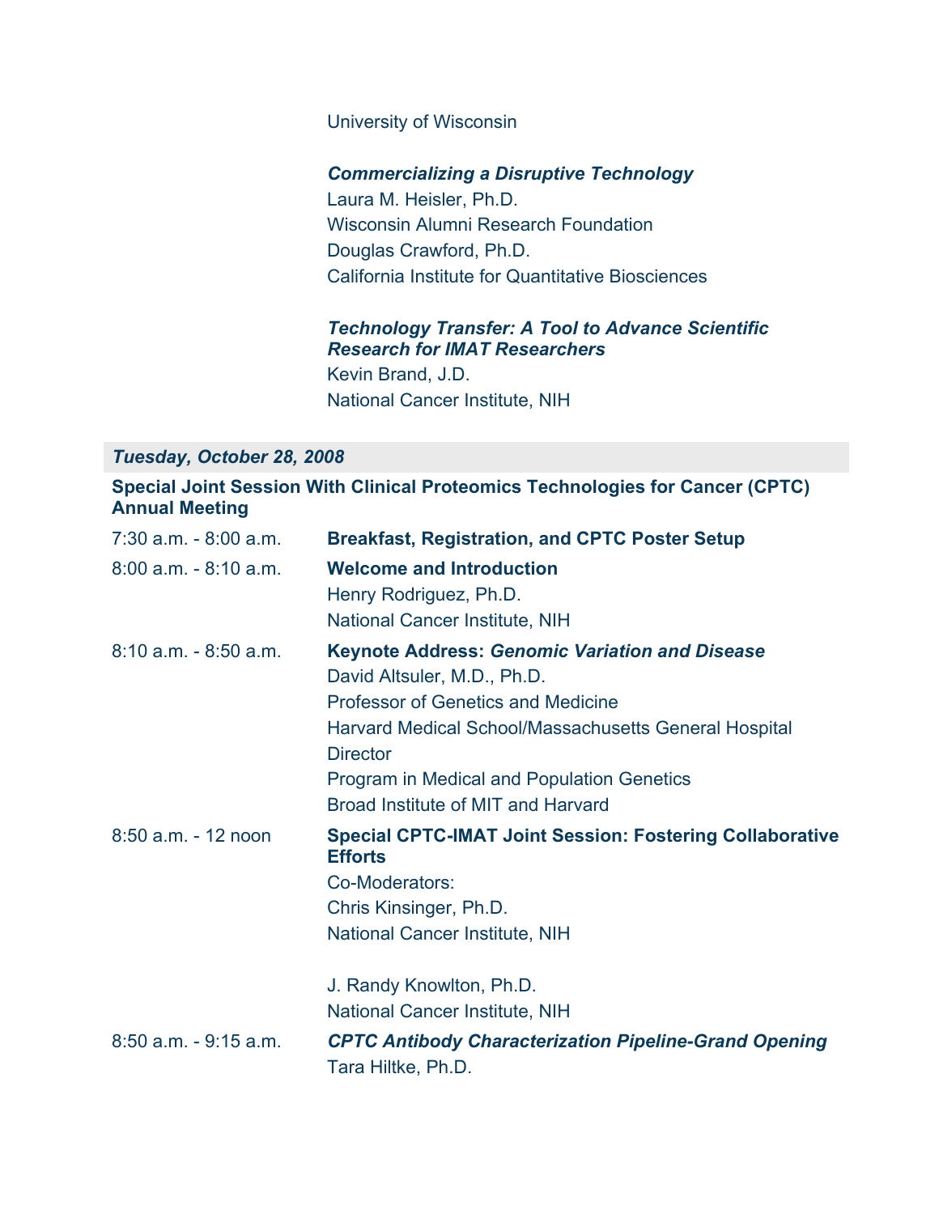University of Wisconsin

***Commercializing a Disruptive Technology***
Laura M. Heisler, Ph.D.
Wisconsin Alumni Research Foundation
Douglas Crawford, Ph.D.
California Institute for Quantitative Biosciences

***Technology Transfer: A Tool to Advance Scientific Research for IMAT Researchers***
Kevin Brand, J.D.
National Cancer Institute, NIH

## *Tuesday, October 28, 2008*

**Special Joint Session With Clinical Proteomics Technologies for Cancer (CPTC) Annual Meeting**

| | |
|---|---|
| 7:30 a.m. - 8:00 a.m. | **Breakfast, Registration, and CPTC Poster Setup** |
| 8:00 a.m. - 8:10 a.m. | **Welcome and Introduction**<br>Henry Rodriguez, Ph.D.<br>National Cancer Institute, NIH |
| 8:10 a.m. - 8:50 a.m. | **Keynote Address: *Genomic Variation and Disease***<br>David Altsuler, M.D., Ph.D.<br>Professor of Genetics and Medicine<br>Harvard Medical School/Massachusetts General Hospital<br>Director<br>Program in Medical and Population Genetics<br>Broad Institute of MIT and Harvard |
| 8:50 a.m. - 12 noon | **Special CPTC-IMAT Joint Session: Fostering Collaborative Efforts**<br>Co-Moderators:<br>Chris Kinsinger, Ph.D.<br>National Cancer Institute, NIH<br><br>J. Randy Knowlton, Ph.D.<br>National Cancer Institute, NIH |
| 8:50 a.m. - 9:15 a.m. | ***CPTC Antibody Characterization Pipeline-Grand Opening***<br>Tara Hiltke, Ph.D. |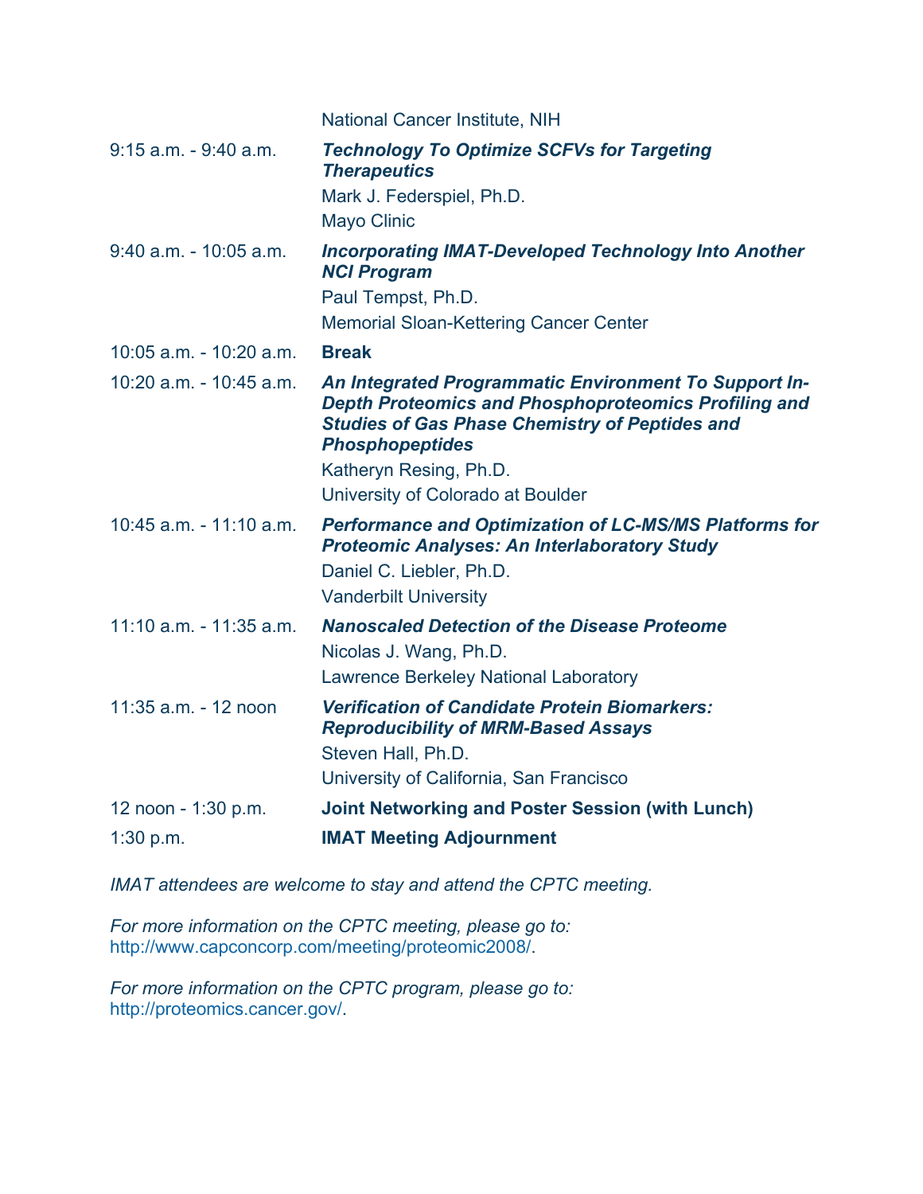| | |
|---|---|
| | National Cancer Institute, NIH |
| 9:15 a.m. - 9:40 a.m. | ***Technology To Optimize SCFVs for Targeting Therapeutics***<br>Mark J. Federspiel, Ph.D.<br>Mayo Clinic |
| 9:40 a.m. - 10:05 a.m. | ***Incorporating IMAT-Developed Technology Into Another NCI Program***<br>Paul Tempst, Ph.D.<br>Memorial Sloan-Kettering Cancer Center |
| 10:05 a.m. - 10:20 a.m. | **Break** |
| 10:20 a.m. - 10:45 a.m. | ***An Integrated Programmatic Environment To Support In-Depth Proteomics and Phosphoproteomics Profiling and Studies of Gas Phase Chemistry of Peptides and Phosphopeptides***<br>Katheryn Resing, Ph.D.<br>University of Colorado at Boulder |
| 10:45 a.m. - 11:10 a.m. | ***Performance and Optimization of LC-MS/MS Platforms for Proteomic Analyses: An Interlaboratory Study***<br>Daniel C. Liebler, Ph.D.<br>Vanderbilt University |
| 11:10 a.m. - 11:35 a.m. | ***Nanoscaled Detection of the Disease Proteome***<br>Nicolas J. Wang, Ph.D.<br>Lawrence Berkeley National Laboratory |
| 11:35 a.m. - 12 noon | ***Verification of Candidate Protein Biomarkers: Reproducibility of MRM-Based Assays***<br>Steven Hall, Ph.D.<br>University of California, San Francisco |
| 12 noon - 1:30 p.m. | **Joint Networking and Poster Session (with Lunch)** |
| 1:30 p.m. | **IMAT Meeting Adjournment** |

*IMAT attendees are welcome to stay and attend the CPTC meeting.*

*For more information on the CPTC meeting, please go to:*
http://www.capconcorp.com/meeting/proteomic2008/.

*For more information on the CPTC program, please go to:*
http://proteomics.cancer.gov/.